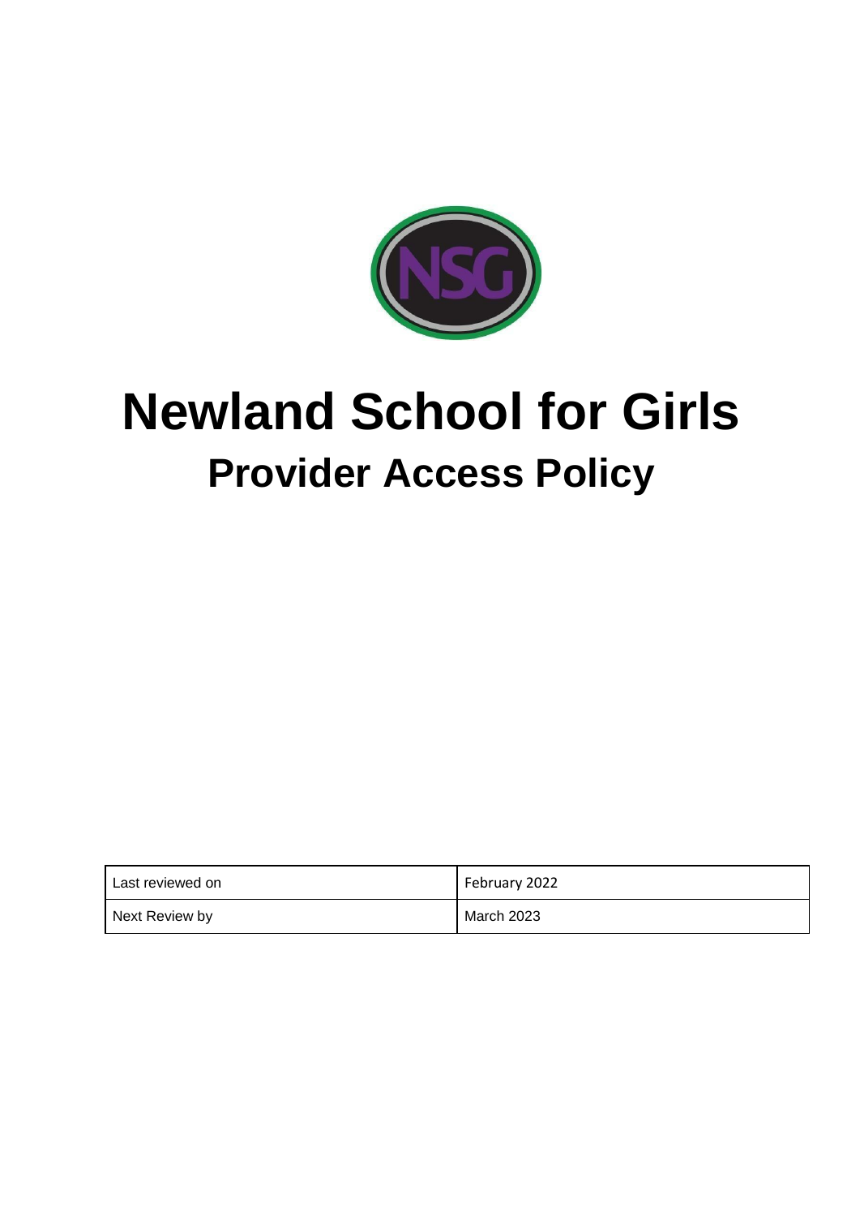# Newland School for Girls

## Provider Access Policy

| Last reviewed on | February 2022 |
|---|---|
| Next Review by | March 2023 |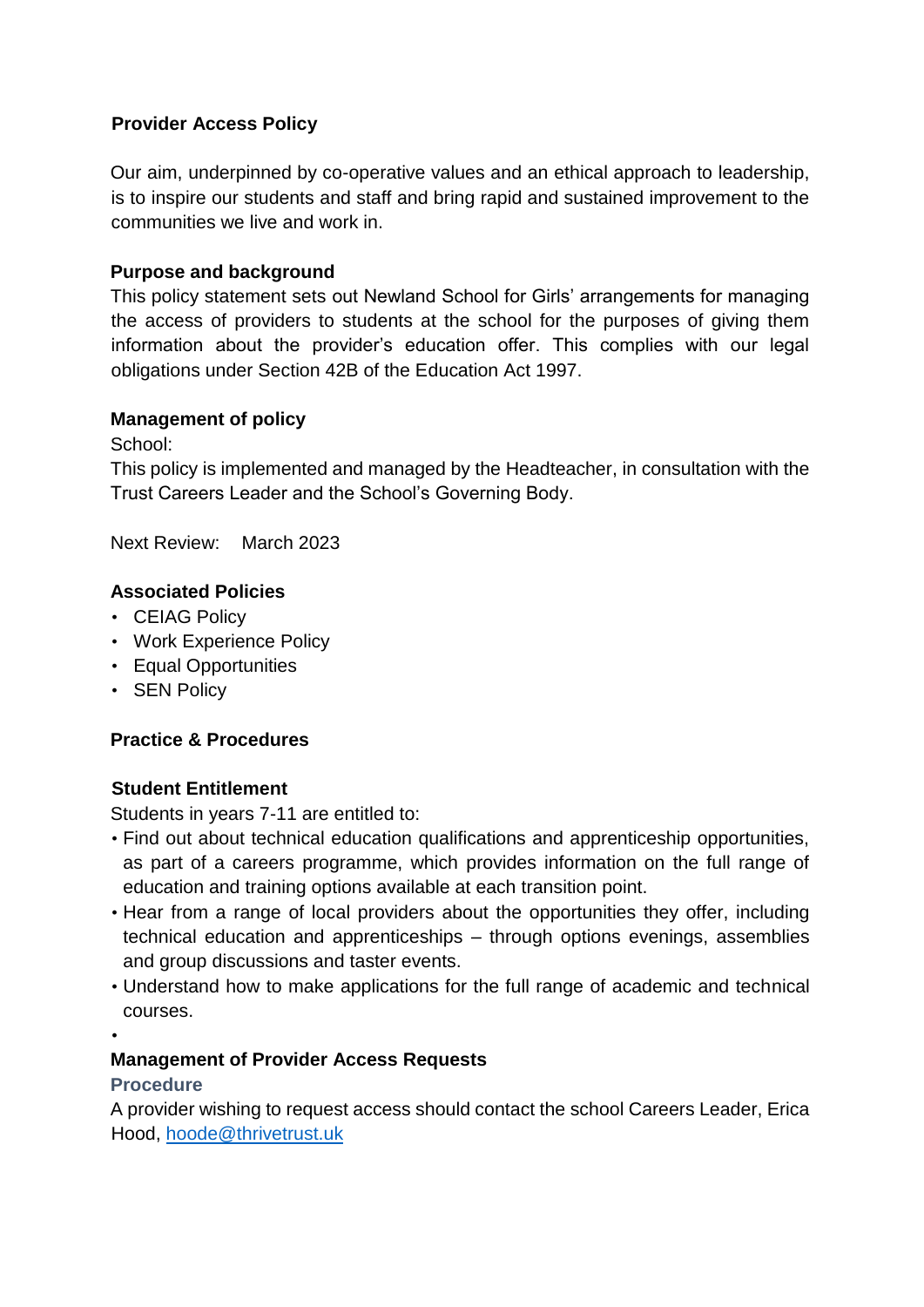**Provider Access Policy**

Our aim, underpinned by co-operative values and an ethical approach to leadership, is to inspire our students and staff and bring rapid and sustained improvement to the communities we live and work in.

**Purpose and background**

This policy statement sets out Newland School for Girls' arrangements for managing the access of providers to students at the school for the purposes of giving them information about the provider's education offer. This complies with our legal obligations under Section 42B of the Education Act 1997.

**Management of policy**

School:

This policy is implemented and managed by the Headteacher, in consultation with the Trust Careers Leader and the School's Governing Body.

Next Review: March 2023

**Associated Policies**

- CEIAG Policy
- Work Experience Policy
- Equal Opportunities
- SEN Policy

**Practice & Procedures**

**Student Entitlement**

Students in years 7-11 are entitled to:

- Find out about technical education qualifications and apprenticeship opportunities, as part of a careers programme, which provides information on the full range of education and training options available at each transition point.
- Hear from a range of local providers about the opportunities they offer, including technical education and apprenticeships – through options evenings, assemblies and group discussions and taster events.
- Understand how to make applications for the full range of academic and technical courses.

**Management of Provider Access Requests**

**Procedure**

A provider wishing to request access should contact the school Careers Leader, Erica Hood, hoode@thrivetrust.uk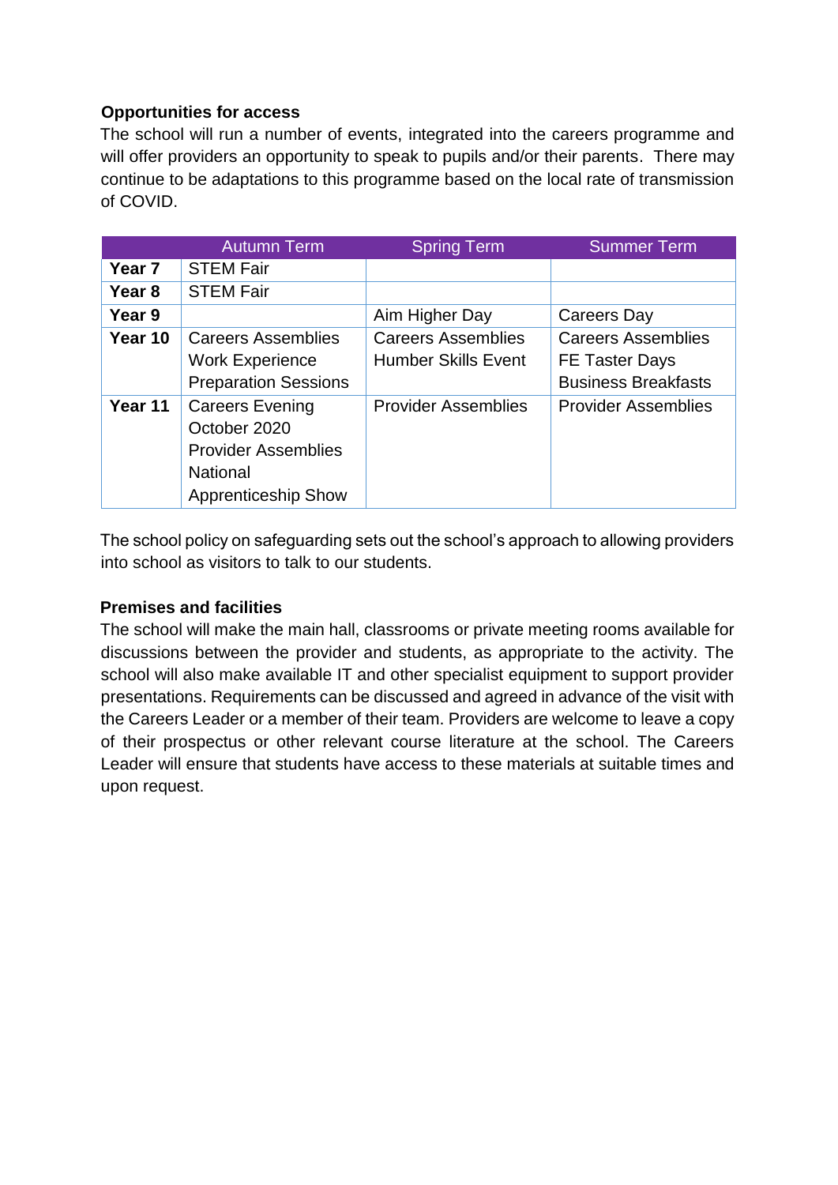**Opportunities for access**

The school will run a number of events, integrated into the careers programme and will offer providers an opportunity to speak to pupils and/or their parents. There may continue to be adaptations to this programme based on the local rate of transmission of COVID.

| | Autumn Term | Spring Term | Summer Term |
|---|---|---|---|
| **Year 7** | STEM Fair | | |
| **Year 8** | STEM Fair | | |
| **Year 9** | | Aim Higher Day | Careers Day |
| **Year 10** | Careers Assemblies<br>Work Experience Preparation Sessions | Careers Assemblies<br>Humber Skills Event | Careers Assemblies<br>FE Taster Days<br>Business Breakfasts |
| **Year 11** | Careers Evening October 2020<br>Provider Assemblies<br>National Apprenticeship Show | Provider Assemblies | Provider Assemblies |

The school policy on safeguarding sets out the school's approach to allowing providers into school as visitors to talk to our students.

**Premises and facilities**

The school will make the main hall, classrooms or private meeting rooms available for discussions between the provider and students, as appropriate to the activity. The school will also make available IT and other specialist equipment to support provider presentations. Requirements can be discussed and agreed in advance of the visit with the Careers Leader or a member of their team. Providers are welcome to leave a copy of their prospectus or other relevant course literature at the school. The Careers Leader will ensure that students have access to these materials at suitable times and upon request.